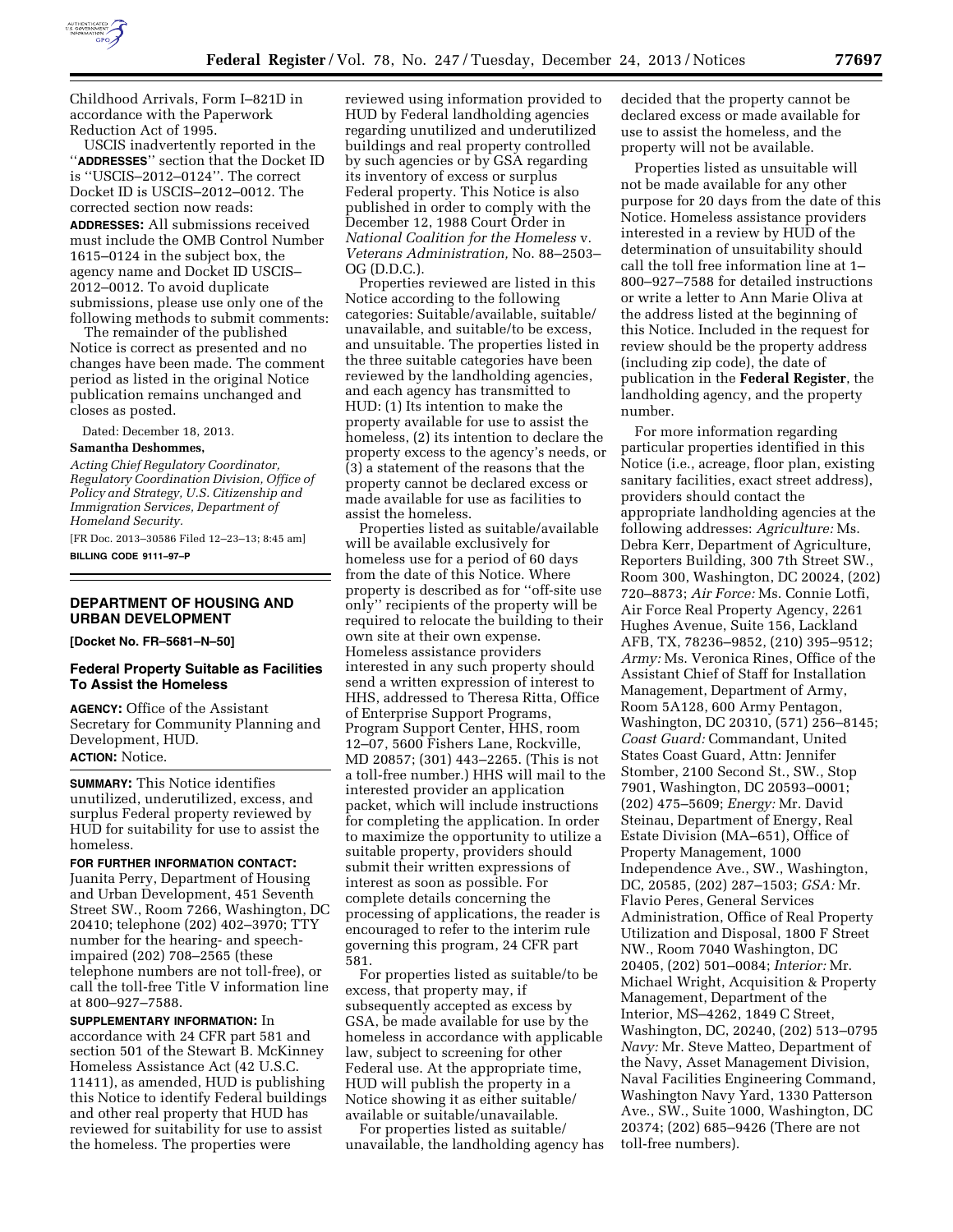Childhood Arrivals, Form I–821D in accordance with the Paperwork Reduction Act of 1995.

USCIS inadvertently reported in the ''**ADDRESSES**'' section that the Docket ID is ''USCIS–2012–0124''. The correct Docket ID is USCIS–2012–0012. The corrected section now reads:

**ADDRESSES:** All submissions received must include the OMB Control Number 1615–0124 in the subject box, the agency name and Docket ID USCIS–2012–0012. To avoid duplicate submissions, please use only one of the following methods to submit comments:

The remainder of the published Notice is correct as presented and no changes have been made. The comment period as listed in the original Notice publication remains unchanged and closes as posted.

Dated: December 18, 2013.

**Samantha Deshommes,**

*Acting Chief Regulatory Coordinator, Regulatory Coordination Division, Office of Policy and Strategy, U.S. Citizenship and Immigration Services, Department of Homeland Security.*

[FR Doc. 2013–30586 Filed 12–23–13; 8:45 am]

**BILLING CODE 9111–97–P**

## DEPARTMENT OF HOUSING AND URBAN DEVELOPMENT

**[Docket No. FR–5681–N–50]**

### Federal Property Suitable as Facilities To Assist the Homeless

**AGENCY:** Office of the Assistant Secretary for Community Planning and Development, HUD.

**ACTION:** Notice.

**SUMMARY:** This Notice identifies unutilized, underutilized, excess, and surplus Federal property reviewed by HUD for suitability for use to assist the homeless.

**FOR FURTHER INFORMATION CONTACT:** Juanita Perry, Department of Housing and Urban Development, 451 Seventh Street SW., Room 7266, Washington, DC 20410; telephone (202) 402–3970; TTY number for the hearing- and speech-impaired (202) 708–2565 (these telephone numbers are not toll-free), or call the toll-free Title V information line at 800–927–7588.

**SUPPLEMENTARY INFORMATION:** In accordance with 24 CFR part 581 and section 501 of the Stewart B. McKinney Homeless Assistance Act (42 U.S.C. 11411), as amended, HUD is publishing this Notice to identify Federal buildings and other real property that HUD has reviewed for suitability for use to assist the homeless. The properties were reviewed using information provided to HUD by Federal landholding agencies regarding unutilized and underutilized buildings and real property controlled by such agencies or by GSA regarding its inventory of excess or surplus Federal property. This Notice is also published in order to comply with the December 12, 1988 Court Order in *National Coalition for the Homeless* v. *Veterans Administration,* No. 88–2503–OG (D.D.C.).

Properties reviewed are listed in this Notice according to the following categories: Suitable/available, suitable/unavailable, and suitable/to be excess, and unsuitable. The properties listed in the three suitable categories have been reviewed by the landholding agencies, and each agency has transmitted to HUD: (1) Its intention to make the property available for use to assist the homeless, (2) its intention to declare the property excess to the agency's needs, or (3) a statement of the reasons that the property cannot be declared excess or made available for use as facilities to assist the homeless.

Properties listed as suitable/available will be available exclusively for homeless use for a period of 60 days from the date of this Notice. Where property is described as for ''off-site use only'' recipients of the property will be required to relocate the building to their own site at their own expense. Homeless assistance providers interested in any such property should send a written expression of interest to HHS, addressed to Theresa Ritta, Office of Enterprise Support Programs, Program Support Center, HHS, room 12–07, 5600 Fishers Lane, Rockville, MD 20857; (301) 443–2265. (This is not a toll-free number.) HHS will mail to the interested provider an application packet, which will include instructions for completing the application. In order to maximize the opportunity to utilize a suitable property, providers should submit their written expressions of interest as soon as possible. For complete details concerning the processing of applications, the reader is encouraged to refer to the interim rule governing this program, 24 CFR part 581.

For properties listed as suitable/to be excess, that property may, if subsequently accepted as excess by GSA, be made available for use by the homeless in accordance with applicable law, subject to screening for other Federal use. At the appropriate time, HUD will publish the property in a Notice showing it as either suitable/available or suitable/unavailable.

For properties listed as suitable/unavailable, the landholding agency has decided that the property cannot be declared excess or made available for use to assist the homeless, and the property will not be available.

Properties listed as unsuitable will not be made available for any other purpose for 20 days from the date of this Notice. Homeless assistance providers interested in a review by HUD of the determination of unsuitability should call the toll free information line at 1–800–927–7588 for detailed instructions or write a letter to Ann Marie Oliva at the address listed at the beginning of this Notice. Included in the request for review should be the property address (including zip code), the date of publication in the **Federal Register**, the landholding agency, and the property number.

For more information regarding particular properties identified in this Notice (i.e., acreage, floor plan, existing sanitary facilities, exact street address), providers should contact the appropriate landholding agencies at the following addresses: *Agriculture:* Ms. Debra Kerr, Department of Agriculture, Reporters Building, 300 7th Street SW., Room 300, Washington, DC 20024, (202) 720–8873; *Air Force:* Ms. Connie Lotfi, Air Force Real Property Agency, 2261 Hughes Avenue, Suite 156, Lackland AFB, TX, 78236–9852, (210) 395–9512; *Army:* Ms. Veronica Rines, Office of the Assistant Chief of Staff for Installation Management, Department of Army, Room 5A128, 600 Army Pentagon, Washington, DC 20310, (571) 256–8145; *Coast Guard:* Commandant, United States Coast Guard, Attn: Jennifer Stomber, 2100 Second St., SW., Stop 7901, Washington, DC 20593–0001; (202) 475–5609; *Energy:* Mr. David Steinau, Department of Energy, Real Estate Division (MA–651), Office of Property Management, 1000 Independence Ave., SW., Washington, DC, 20585, (202) 287–1503; *GSA:* Mr. Flavio Peres, General Services Administration, Office of Real Property Utilization and Disposal, 1800 F Street NW., Room 7040 Washington, DC 20405, (202) 501–0084; *Interior:* Mr. Michael Wright, Acquisition & Property Management, Department of the Interior, MS–4262, 1849 C Street, Washington, DC, 20240, (202) 513–0795 *Navy:* Mr. Steve Matteo, Department of the Navy, Asset Management Division, Naval Facilities Engineering Command, Washington Navy Yard, 1330 Patterson Ave., SW., Suite 1000, Washington, DC 20374; (202) 685–9426 (There are not toll-free numbers).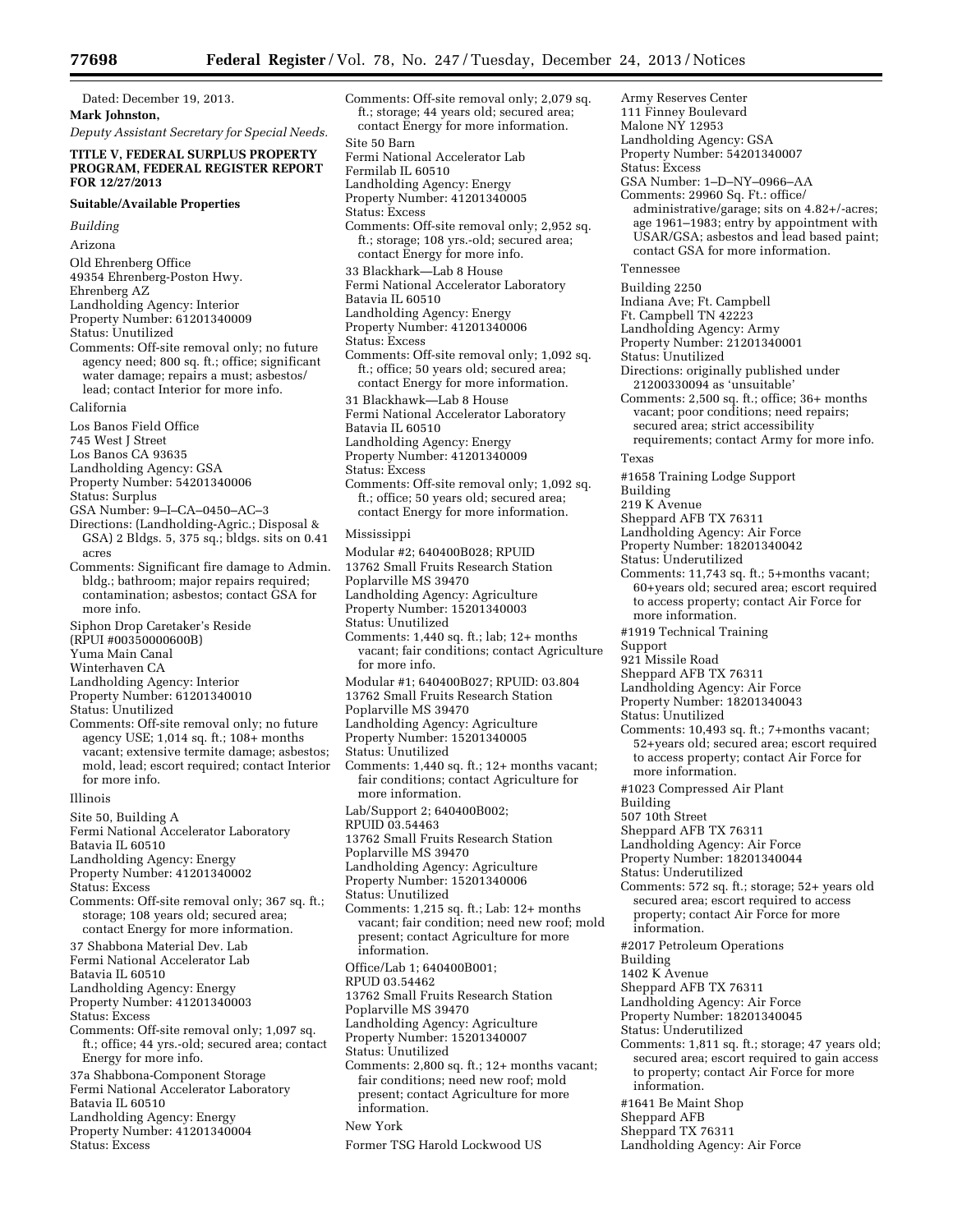Dated: December 19, 2013.

**Mark Johnston,**

*Deputy Assistant Secretary for Special Needs.*

**TITLE V, FEDERAL SURPLUS PROPERTY PROGRAM, FEDERAL REGISTER REPORT FOR 12/27/2013**

**Suitable/Available Properties**

*Building*

Arizona

Old Ehrenberg Office
49354 Ehrenberg-Poston Hwy.
Ehrenberg AZ
Landholding Agency: Interior
Property Number: 61201340009
Status: Unutilized
Comments: Off-site removal only; no future agency need; 800 sq. ft.; office; significant water damage; repairs a must; asbestos/lead; contact Interior for more info.

California

Los Banos Field Office
745 West J Street
Los Banos CA 93635
Landholding Agency: GSA
Property Number: 54201340006
Status: Surplus
GSA Number: 9–I–CA–0450–AC–3
Directions: (Landholding-Agric.; Disposal & GSA) 2 Bldgs. 5, 375 sq.; bldgs. sits on 0.41 acres
Comments: Significant fire damage to Admin. bldg.; bathroom; major repairs required; contamination; asbestos; contact GSA for more info.

Siphon Drop Caretaker's Reside
(RPUI #00350000600B)
Yuma Main Canal
Winterhaven CA
Landholding Agency: Interior
Property Number: 61201340010
Status: Unutilized
Comments: Off-site removal only; no future agency USE; 1,014 sq. ft.; 108+ months vacant; extensive termite damage; asbestos; mold, lead; escort required; contact Interior for more info.

Illinois

Site 50, Building A
Fermi National Accelerator Laboratory
Batavia IL 60510
Landholding Agency: Energy
Property Number: 41201340002
Status: Excess
Comments: Off-site removal only; 367 sq. ft.; storage; 108 years old; secured area; contact Energy for more information.

37 Shabbona Material Dev. Lab
Fermi National Accelerator Lab
Batavia IL 60510
Landholding Agency: Energy
Property Number: 41201340003
Status: Excess
Comments: Off-site removal only; 1,097 sq. ft.; office; 44 yrs.-old; secured area; contact Energy for more info.

37a Shabbona-Component Storage
Fermi National Accelerator Laboratory
Batavia IL 60510
Landholding Agency: Energy
Property Number: 41201340004
Status: Excess
Comments: Off-site removal only; 2,079 sq. ft.; storage; 44 years old; secured area; contact Energy for more information.

Site 50 Barn
Fermi National Accelerator Lab
Fermilab IL 60510
Landholding Agency: Energy
Property Number: 41201340005
Status: Excess
Comments: Off-site removal only; 2,952 sq. ft.; storage; 108 yrs.-old; secured area; contact Energy for more info.

33 Blackhark—Lab 8 House
Fermi National Accelerator Laboratory
Batavia IL 60510
Landholding Agency: Energy
Property Number: 41201340006
Status: Excess
Comments: Off-site removal only; 1,092 sq. ft.; office; 50 years old; secured area; contact Energy for more information.

31 Blackhawk—Lab 8 House
Fermi National Accelerator Laboratory
Batavia IL 60510
Landholding Agency: Energy
Property Number: 41201340009
Status: Excess
Comments: Off-site removal only; 1,092 sq. ft.; office; 50 years old; secured area; contact Energy for more information.

Mississippi

Modular #2; 640400B028; RPUID
13762 Small Fruits Research Station
Poplarville MS 39470
Landholding Agency: Agriculture
Property Number: 15201340003
Status: Unutilized
Comments: 1,440 sq. ft.; lab; 12+ months vacant; fair conditions; contact Agriculture for more info.

Modular #1; 640400B027; RPUID: 03.804
13762 Small Fruits Research Station
Poplarville MS 39470
Landholding Agency: Agriculture
Property Number: 15201340005
Status: Unutilized
Comments: 1,440 sq. ft.; 12+ months vacant; fair conditions; contact Agriculture for more information.

Lab/Support 2; 640400B002;
RPUID 03.54463
13762 Small Fruits Research Station
Poplarville MS 39470
Landholding Agency: Agriculture
Property Number: 15201340006
Status: Unutilized
Comments: 1,215 sq. ft.; Lab: 12+ months vacant; fair condition; need new roof; mold present; contact Agriculture for more information.

Office/Lab 1; 640400B001;
RPUD 03.54462
13762 Small Fruits Research Station
Poplarville MS 39470
Landholding Agency: Agriculture
Property Number: 15201340007
Status: Unutilized
Comments: 2,800 sq. ft.; 12+ months vacant; fair conditions; need new roof; mold present; contact Agriculture for more information.

New York

Former TSG Harold Lockwood US
Army Reserves Center
111 Finney Boulevard
Malone NY 12953
Landholding Agency: GSA
Property Number: 54201340007
Status: Excess
GSA Number: 1–D–NY–0966–AA
Comments: 29960 Sq. Ft.: office/administrative/garage; sits on 4.82+/-acres; age 1961–1983; entry by appointment with USAR/GSA; asbestos and lead based paint; contact GSA for more information.

Tennessee

Building 2250
Indiana Ave; Ft. Campbell
Ft. Campbell TN 42223
Landholding Agency: Army
Property Number: 21201340001
Status: Unutilized
Directions: originally published under 21200330094 as 'unsuitable'
Comments: 2,500 sq. ft.; office; 36+ months vacant; poor conditions; need repairs; secured area; strict accessibility requirements; contact Army for more info.

Texas

#1658 Training Lodge Support
Building
219 K Avenue
Sheppard AFB TX 76311
Landholding Agency: Air Force
Property Number: 18201340042
Status: Underutilized
Comments: 11,743 sq. ft.; 5+months vacant; 60+years old; secured area; escort required to access property; contact Air Force for more information.

#1919 Technical Training
Support
921 Missile Road
Sheppard AFB TX 76311
Landholding Agency: Air Force
Property Number: 18201340043
Status: Unutilized
Comments: 10,493 sq. ft.; 7+months vacant; 52+years old; secured area; escort required to access property; contact Air Force for more information.

#1023 Compressed Air Plant
Building
507 10th Street
Sheppard AFB TX 76311
Landholding Agency: Air Force
Property Number: 18201340044
Status: Underutilized
Comments: 572 sq. ft.; storage; 52+ years old secured area; escort required to access property; contact Air Force for more information.

#2017 Petroleum Operations
Building
1402 K Avenue
Sheppard AFB TX 76311
Landholding Agency: Air Force
Property Number: 18201340045
Status: Underutilized
Comments: 1,811 sq. ft.; storage; 47 years old; secured area; escort required to gain access to property; contact Air Force for more information.

#1641 Be Maint Shop
Sheppard AFB
Sheppard TX 76311
Landholding Agency: Air Force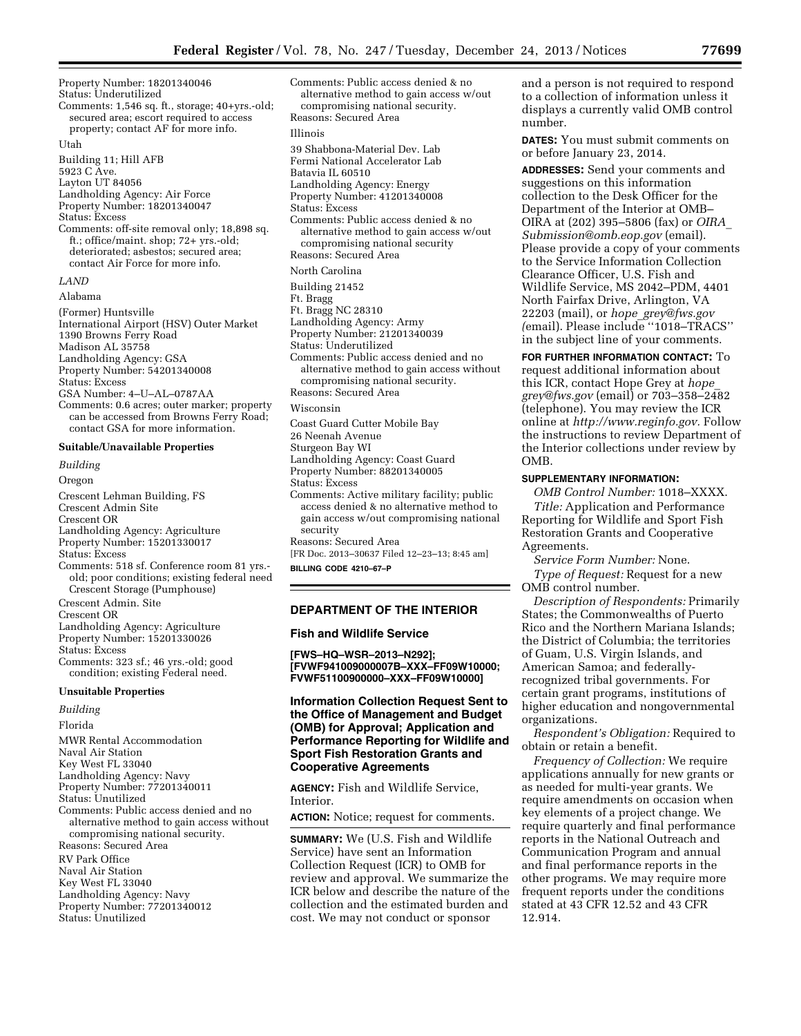Property Number: 18201340046
Status: Underutilized
Comments: 1,546 sq. ft., storage; 40+yrs.-old; secured area; escort required to access property; contact AF for more info.

Utah

Building 11; Hill AFB
5923 C Ave.
Layton UT 84056
Landholding Agency: Air Force
Property Number: 18201340047
Status: Excess
Comments: off-site removal only; 18,898 sq. ft.; office/maint. shop; 72+ yrs.-old; deteriorated; asbestos; secured area; contact Air Force for more info.

*LAND*

Alabama

(Former) Huntsville
International Airport (HSV) Outer Market
1390 Browns Ferry Road
Madison AL 35758
Landholding Agency: GSA
Property Number: 54201340008
Status: Excess
GSA Number: 4–U–AL–0787AA
Comments: 0.6 acres; outer marker; property can be accessed from Browns Ferry Road; contact GSA for more information.

**Suitable/Unavailable Properties**

*Building*

Oregon

Crescent Lehman Building, FS
Crescent Admin Site
Crescent OR
Landholding Agency: Agriculture
Property Number: 15201330017
Status: Excess
Comments: 518 sf. Conference room 81 yrs.-old; poor conditions; existing federal need
Crescent Storage (Pumphouse)
Crescent Admin. Site
Crescent OR
Landholding Agency: Agriculture
Property Number: 15201330026
Status: Excess
Comments: 323 sf.; 46 yrs.-old; good condition; existing Federal need.

**Unsuitable Properties**

*Building*

Florida

MWR Rental Accommodation
Naval Air Station
Key West FL 33040
Landholding Agency: Navy
Property Number: 77201340011
Status: Unutilized
Comments: Public access denied and no alternative method to gain access without compromising national security.
Reasons: Secured Area
RV Park Office
Naval Air Station
Key West FL 33040
Landholding Agency: Navy
Property Number: 77201340012
Status: Unutilized
Comments: Public access denied & no alternative method to gain access w/out compromising national security.
Reasons: Secured Area

Illinois

39 Shabbona-Material Dev. Lab
Fermi National Accelerator Lab
Batavia IL 60510
Landholding Agency: Energy
Property Number: 41201340008
Status: Excess
Comments: Public access denied & no alternative method to gain access w/out compromising national security
Reasons: Secured Area

North Carolina

Building 21452
Ft. Bragg
Ft. Bragg NC 28310
Landholding Agency: Army
Property Number: 21201340039
Status: Underutilized
Comments: Public access denied and no alternative method to gain access without compromising national security.
Reasons: Secured Area

Wisconsin

Coast Guard Cutter Mobile Bay
26 Neenah Avenue
Sturgeon Bay WI
Landholding Agency: Coast Guard
Property Number: 88201340005
Status: Excess
Comments: Active military facility; public access denied & no alternative method to gain access w/out compromising national security
Reasons: Secured Area

[FR Doc. 2013–30637 Filed 12–23–13; 8:45 am]

**BILLING CODE 4210–67–P**

---

## DEPARTMENT OF THE INTERIOR

### Fish and Wildlife Service

**[FWS–HQ–WSR–2013–N292]; [FVWF941009000007B–XXX–FF09W10000; FVWF51100900000–XXX–FF09W10000]**

### Information Collection Request Sent to the Office of Management and Budget (OMB) for Approval; Application and Performance Reporting for Wildlife and Sport Fish Restoration Grants and Cooperative Agreements

**AGENCY:** Fish and Wildlife Service, Interior.

**ACTION:** Notice; request for comments.

**SUMMARY:** We (U.S. Fish and Wildlife Service) have sent an Information Collection Request (ICR) to OMB for review and approval. We summarize the ICR below and describe the nature of the collection and the estimated burden and cost. We may not conduct or sponsor and a person is not required to respond to a collection of information unless it displays a currently valid OMB control number.

**DATES:** You must submit comments on or before January 23, 2014.

**ADDRESSES:** Send your comments and suggestions on this information collection to the Desk Officer for the Department of the Interior at OMB–OIRA at (202) 395–5806 (fax) or *OIRA_Submission@omb.eop.gov* (email). Please provide a copy of your comments to the Service Information Collection Clearance Officer, U.S. Fish and Wildlife Service, MS 2042–PDM, 4401 North Fairfax Drive, Arlington, VA 22203 (mail), or *hope_grey@fws.gov* (email). Please include ''1018–TRACS'' in the subject line of your comments.

**FOR FURTHER INFORMATION CONTACT:** To request additional information about this ICR, contact Hope Grey at *hope_grey@fws.gov* (email) or 703–358–2482 (telephone). You may review the ICR online at *http://www.reginfo.gov.* Follow the instructions to review Department of the Interior collections under review by OMB.

**SUPPLEMENTARY INFORMATION:**

*OMB Control Number:* 1018–XXXX.

*Title:* Application and Performance Reporting for Wildlife and Sport Fish Restoration Grants and Cooperative Agreements.

*Service Form Number:* None.

*Type of Request:* Request for a new OMB control number.

*Description of Respondents:* Primarily States; the Commonwealths of Puerto Rico and the Northern Mariana Islands; the District of Columbia; the territories of Guam, U.S. Virgin Islands, and American Samoa; and federally-recognized tribal governments. For certain grant programs, institutions of higher education and nongovernmental organizations.

*Respondent's Obligation:* Required to obtain or retain a benefit.

*Frequency of Collection:* We require applications annually for new grants or as needed for multi-year grants. We require amendments on occasion when key elements of a project change. We require quarterly and final performance reports in the National Outreach and Communication Program and annual and final performance reports in the other programs. We may require more frequent reports under the conditions stated at 43 CFR 12.52 and 43 CFR 12.914.